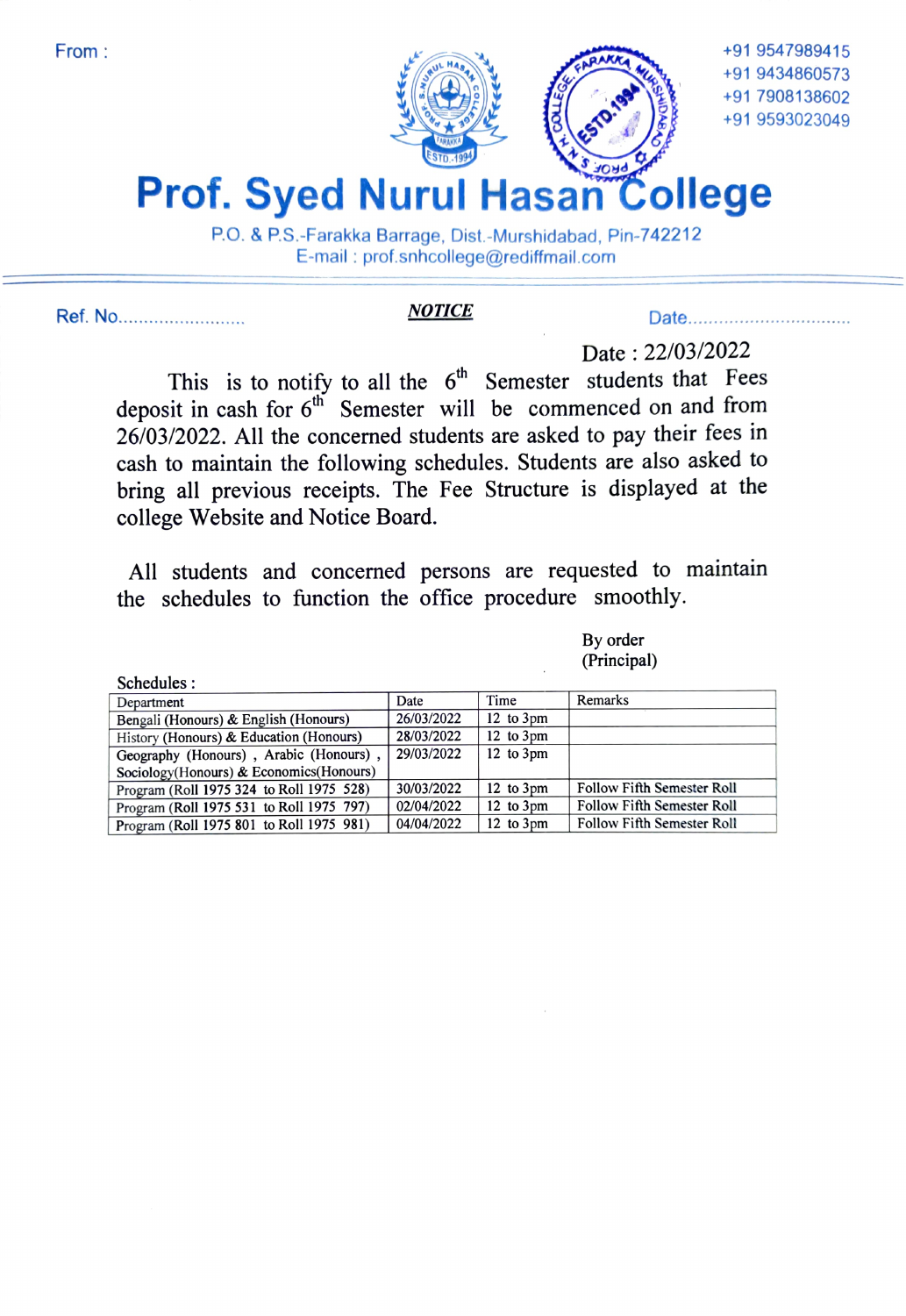From :

+91 9547989415
+91 9434860573
+91 7908138602
+91 9593023049

# Prof. Syed Nurul Hasan College

P.O. & P.S.-Farakka Barrage, Dist.-Murshidabad, Pin-742212
E-mail : prof.snhcollege@rediffmail.com

Ref. No.........................

***NOTICE***

Date................................

Date : 22/03/2022

This is to notify to all the 6th Semester students that Fees deposit in cash for 6th Semester will be commenced on and from 26/03/2022. All the concerned students are asked to pay their fees in cash to maintain the following schedules. Students are also asked to bring all previous receipts. The Fee Structure is displayed at the college Website and Notice Board.

All students and concerned persons are requested to maintain the schedules to function the office procedure smoothly.

By order
(Principal)

Schedules :

| Department | Date | Time | Remarks |
|---|---|---|---|
| Bengali (Honours) & English (Honours) | 26/03/2022 | 12 to 3pm | |
| History (Honours) & Education (Honours) | 28/03/2022 | 12 to 3pm | |
| Geography (Honours) , Arabic (Honours) , Sociology(Honours) & Economics(Honours) | 29/03/2022 | 12 to 3pm | |
| Program (Roll 1975 324 to Roll 1975 528) | 30/03/2022 | 12 to 3pm | Follow Fifth Semester Roll |
| Program (Roll 1975 531 to Roll 1975 797) | 02/04/2022 | 12 to 3pm | Follow Fifth Semester Roll |
| Program (Roll 1975 801 to Roll 1975 981) | 04/04/2022 | 12 to 3pm | Follow Fifth Semester Roll |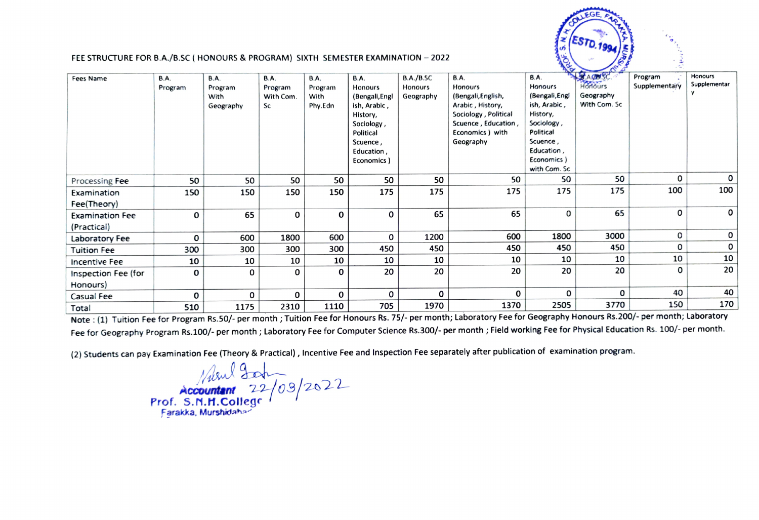FEE STRUCTURE FOR B.A./B.SC ( HONOURS & PROGRAM) SIXTH SEMESTER EXAMINATION – 2022

| Fees Name | B.A. Program | B.A. Program With Geography | B.A. Program With Com. Sc | B.A. Program With Phy.Edn | B.A. Honours (Bengali,English, Arabic , History, Sociology , Political Scuence , Education , Economics ) | B.A./B.SC Honours Geography | B.A. Honours (Bengali,English, Arabic , History, Sociology , Political Scuence , Education , Economics ) with Geography | B.A. Honours (Bengali,English, Arabic , History, Sociology , Political Scuence , Education , Economics ) with Com. Sc | B.A./B.SC. Honours Geography With Com. Sc | Program Supplementary | Honours Supplementary |
|---|---|---|---|---|---|---|---|---|---|---|---|
| Processing Fee | 50 | 50 | 50 | 50 | 50 | 50 | 50 | 50 | 50 | 0 | 0 |
| Examination Fee(Theory) | 150 | 150 | 150 | 150 | 175 | 175 | 175 | 175 | 175 | 100 | 100 |
| Examination Fee (Practical) | 0 | 65 | 0 | 0 | 0 | 65 | 65 | 0 | 65 | 0 | 0 |
| Laboratory Fee | 0 | 600 | 1800 | 600 | 0 | 1200 | 600 | 1800 | 3000 | 0 | 0 |
| Tuition Fee | 300 | 300 | 300 | 300 | 450 | 450 | 450 | 450 | 450 | 0 | 0 |
| Incentive Fee | 10 | 10 | 10 | 10 | 10 | 10 | 10 | 10 | 10 | 10 | 10 |
| Inspection Fee (for Honours) | 0 | 0 | 0 | 0 | 20 | 20 | 20 | 20 | 20 | 0 | 20 |
| Casual Fee | 0 | 0 | 0 | 0 | 0 | 0 | 0 | 0 | 0 | 40 | 40 |
| Total | 510 | 1175 | 2310 | 1110 | 705 | 1970 | 1370 | 2505 | 3770 | 150 | 170 |

Note : (1) Tuition Fee for Program Rs.50/- per month ; Tuition Fee for Honours Rs. 75/- per month; Laboratory Fee for Geography Honours Rs.200/- per month; Laboratory Fee for Geography Program Rs.100/- per month ; Laboratory Fee for Computer Science Rs.300/- per month ; Field working Fee for Physical Education Rs. 100/- per month.

(2) Students can pay Examination Fee (Theory & Practical) , Incentive Fee and Inspection Fee separately after publication of examination program.

22/03/2022

Accountant
Prof. S.N.H.College
Farakka, Murshidabad